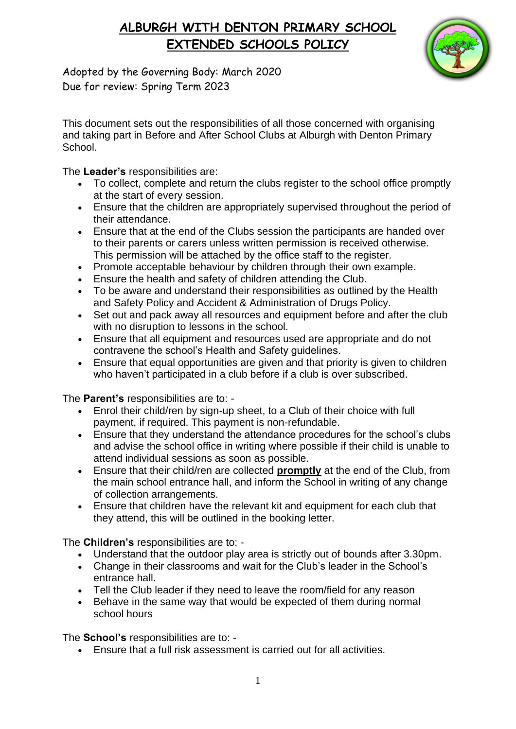# ALBURGH WITH DENTON PRIMARY SCHOOL
# EXTENDED SCHOOLS POLICY

Adopted by the Governing Body: March 2020
Due for review: Spring Term 2023

This document sets out the responsibilities of all those concerned with organising and taking part in Before and After School Clubs at Alburgh with Denton Primary School.

The **Leader's** responsibilities are:

- To collect, complete and return the clubs register to the school office promptly at the start of every session.
- Ensure that the children are appropriately supervised throughout the period of their attendance.
- Ensure that at the end of the Clubs session the participants are handed over to their parents or carers unless written permission is received otherwise. This permission will be attached by the office staff to the register.
- Promote acceptable behaviour by children through their own example.
- Ensure the health and safety of children attending the Club.
- To be aware and understand their responsibilities as outlined by the Health and Safety Policy and Accident & Administration of Drugs Policy.
- Set out and pack away all resources and equipment before and after the club with no disruption to lessons in the school.
- Ensure that all equipment and resources used are appropriate and do not contravene the school's Health and Safety guidelines.
- Ensure that equal opportunities are given and that priority is given to children who haven't participated in a club before if a club is over subscribed.

The **Parent's** responsibilities are to: -

- Enrol their child/ren by sign-up sheet, to a Club of their choice with full payment, if required. This payment is non-refundable.
- Ensure that they understand the attendance procedures for the school's clubs and advise the school office in writing where possible if their child is unable to attend individual sessions as soon as possible.
- Ensure that their child/ren are collected **promptly** at the end of the Club, from the main school entrance hall, and inform the School in writing of any change of collection arrangements.
- Ensure that children have the relevant kit and equipment for each club that they attend, this will be outlined in the booking letter.

The **Children's** responsibilities are to: -

- Understand that the outdoor play area is strictly out of bounds after 3.30pm.
- Change in their classrooms and wait for the Club's leader in the School's entrance hall.
- Tell the Club leader if they need to leave the room/field for any reason
- Behave in the same way that would be expected of them during normal school hours

The **School's** responsibilities are to: -

- Ensure that a full risk assessment is carried out for all activities.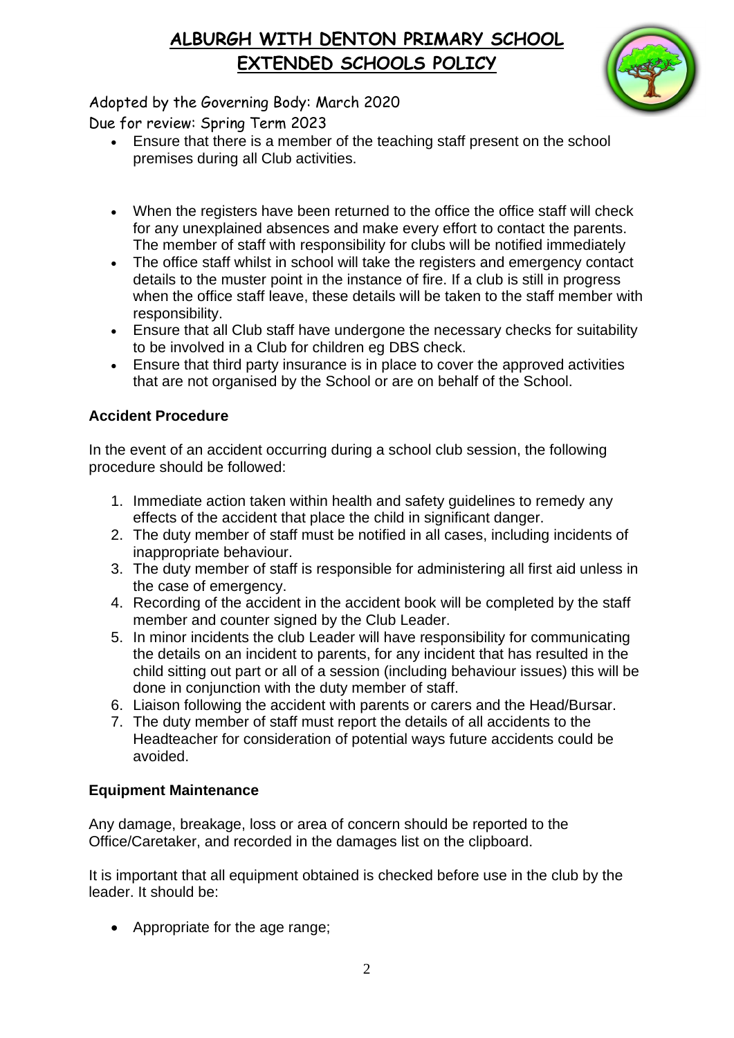- Ensure that there is a member of the teaching staff present on the school premises during all Club activities.

- When the registers have been returned to the office the office staff will check for any unexplained absences and make every effort to contact the parents. The member of staff with responsibility for clubs will be notified immediately
- The office staff whilst in school will take the registers and emergency contact details to the muster point in the instance of fire. If a club is still in progress when the office staff leave, these details will be taken to the staff member with responsibility.
- Ensure that all Club staff have undergone the necessary checks for suitability to be involved in a Club for children eg DBS check.
- Ensure that third party insurance is in place to cover the approved activities that are not organised by the School or are on behalf of the School.

**Accident Procedure**

In the event of an accident occurring during a school club session, the following procedure should be followed:

1. Immediate action taken within health and safety guidelines to remedy any effects of the accident that place the child in significant danger.
2. The duty member of staff must be notified in all cases, including incidents of inappropriate behaviour.
3. The duty member of staff is responsible for administering all first aid unless in the case of emergency.
4. Recording of the accident in the accident book will be completed by the staff member and counter signed by the Club Leader.
5. In minor incidents the club Leader will have responsibility for communicating the details on an incident to parents, for any incident that has resulted in the child sitting out part or all of a session (including behaviour issues) this will be done in conjunction with the duty member of staff.
6. Liaison following the accident with parents or carers and the Head/Bursar.
7. The duty member of staff must report the details of all accidents to the Headteacher for consideration of potential ways future accidents could be avoided.

**Equipment Maintenance**

Any damage, breakage, loss or area of concern should be reported to the Office/Caretaker, and recorded in the damages list on the clipboard.

It is important that all equipment obtained is checked before use in the club by the leader. It should be:

- Appropriate for the age range;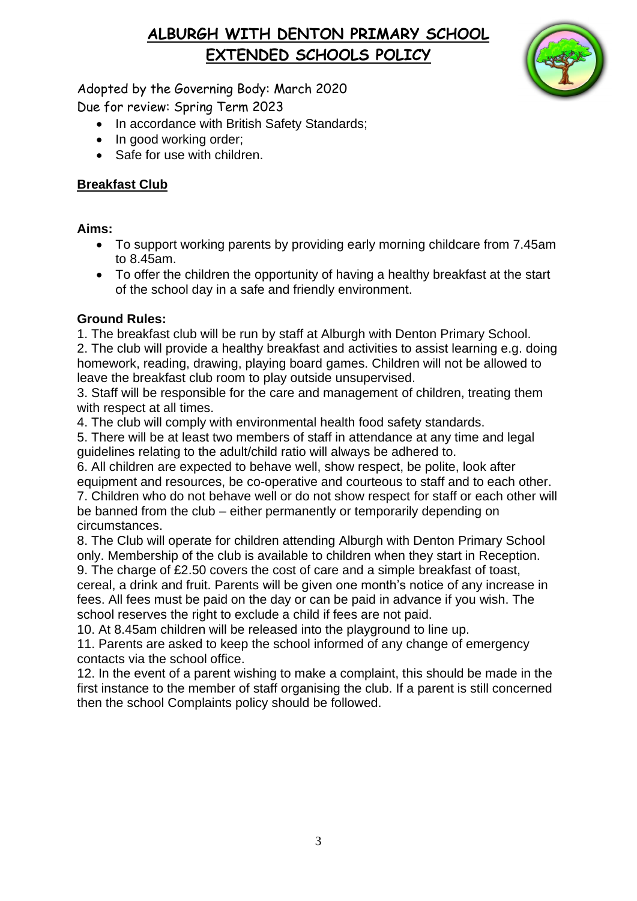# ALBURGH WITH DENTON PRIMARY SCHOOL
# EXTENDED SCHOOLS POLICY

Adopted by the Governing Body: March 2020

Due for review: Spring Term 2023

- In accordance with British Safety Standards;
- In good working order;
- Safe for use with children.

## Breakfast Club

**Aims:**

- To support working parents by providing early morning childcare from 7.45am to 8.45am.
- To offer the children the opportunity of having a healthy breakfast at the start of the school day in a safe and friendly environment.

**Ground Rules:**

1. The breakfast club will be run by staff at Alburgh with Denton Primary School.
2. The club will provide a healthy breakfast and activities to assist learning e.g. doing homework, reading, drawing, playing board games. Children will not be allowed to leave the breakfast club room to play outside unsupervised.
3. Staff will be responsible for the care and management of children, treating them with respect at all times.
4. The club will comply with environmental health food safety standards.
5. There will be at least two members of staff in attendance at any time and legal guidelines relating to the adult/child ratio will always be adhered to.
6. All children are expected to behave well, show respect, be polite, look after equipment and resources, be co-operative and courteous to staff and to each other.
7. Children who do not behave well or do not show respect for staff or each other will be banned from the club – either permanently or temporarily depending on circumstances.
8. The Club will operate for children attending Alburgh with Denton Primary School only. Membership of the club is available to children when they start in Reception.
9. The charge of £2.50 covers the cost of care and a simple breakfast of toast, cereal, a drink and fruit. Parents will be given one month's notice of any increase in fees. All fees must be paid on the day or can be paid in advance if you wish. The school reserves the right to exclude a child if fees are not paid.
10. At 8.45am children will be released into the playground to line up.
11. Parents are asked to keep the school informed of any change of emergency contacts via the school office.
12. In the event of a parent wishing to make a complaint, this should be made in the first instance to the member of staff organising the club. If a parent is still concerned then the school Complaints policy should be followed.